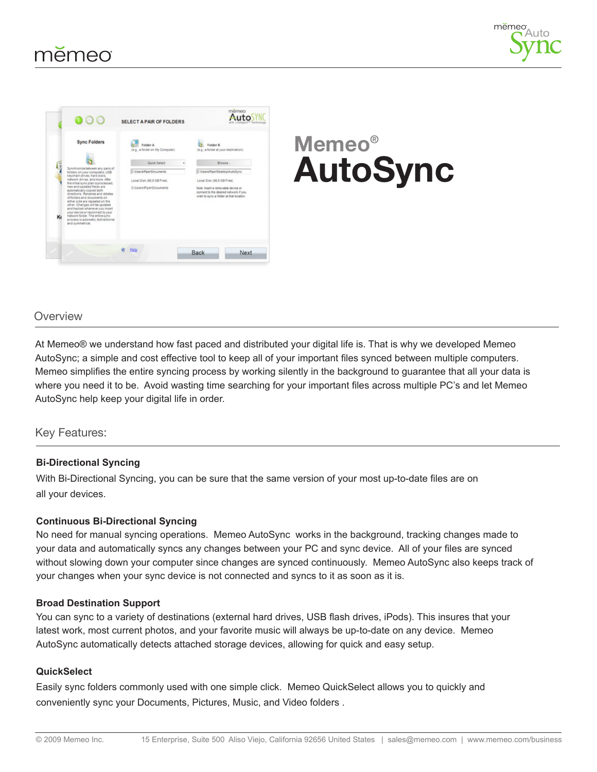# Memeo® AutoSync

## Overview

At Memeo® we understand how fast paced and distributed your digital life is. That is why we developed Memeo AutoSync; a simple and cost effective tool to keep all of your important files synced between multiple computers. Memeo simplifies the entire syncing process by working silently in the background to guarantee that all your data is where you need it to be. Avoid wasting time searching for your important files across multiple PC's and let Memeo AutoSync help keep your digital life in order.

## Key Features:

**Bi-Directional Syncing**

With Bi-Directional Syncing, you can be sure that the same version of your most up-to-date files are on all your devices.

**Continuous Bi-Directional Syncing**

No need for manual syncing operations. Memeo AutoSync works in the background, tracking changes made to your data and automatically syncs any changes between your PC and sync device. All of your files are synced without slowing down your computer since changes are synced continuously. Memeo AutoSync also keeps track of your changes when your sync device is not connected and syncs to it as soon as it is.

**Broad Destination Support**

You can sync to a variety of destinations (external hard drives, USB flash drives, iPods). This insures that your latest work, most current photos, and your favorite music will always be up-to-date on any device. Memeo AutoSync automatically detects attached storage devices, allowing for quick and easy setup.

**QuickSelect**

Easily sync folders commonly used with one simple click. Memeo QuickSelect allows you to quickly and conveniently sync your Documents, Pictures, Music, and Video folders .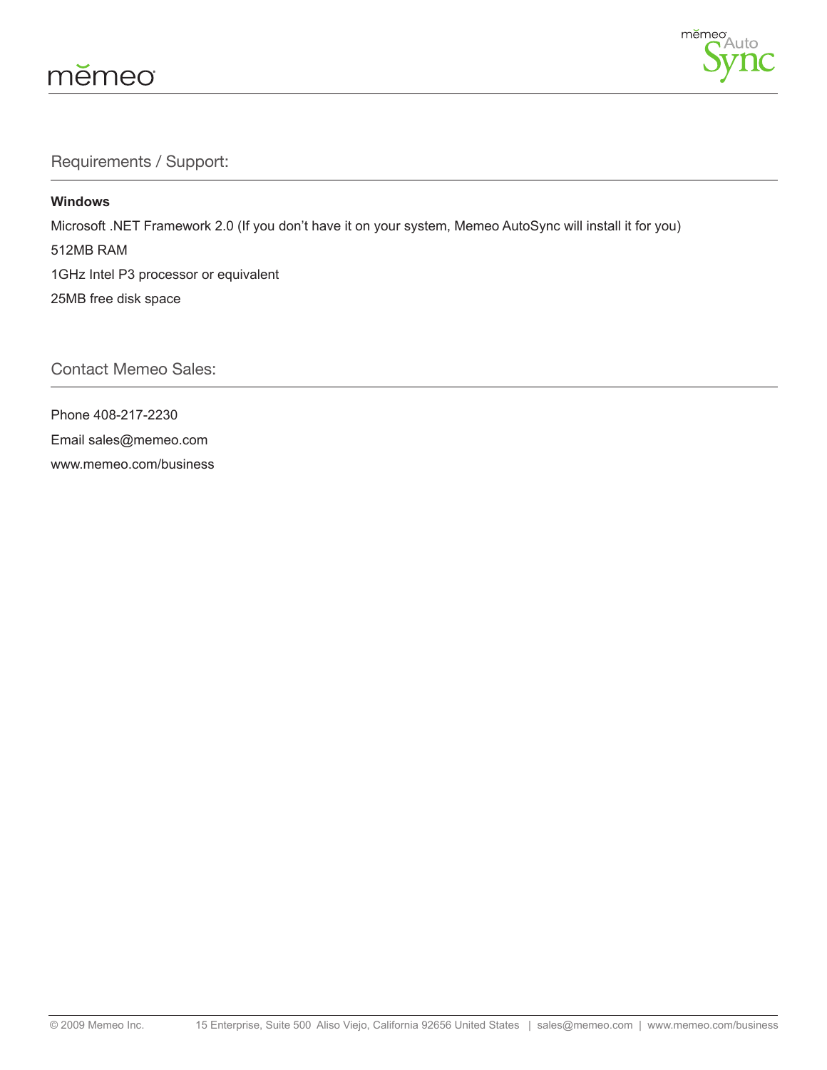## Requirements / Support:

**Windows**

Microsoft .NET Framework 2.0 (If you don't have it on your system, Memeo AutoSync will install it for you)

512MB RAM

1GHz Intel P3 processor or equivalent

25MB free disk space

## Contact Memeo Sales:

Phone 408-217-2230

Email sales@memeo.com

www.memeo.com/business

© 2009 Memeo Inc. 15 Enterprise, Suite 500 Aliso Viejo, California 92656 United States | sales@memeo.com | www.memeo.com/business